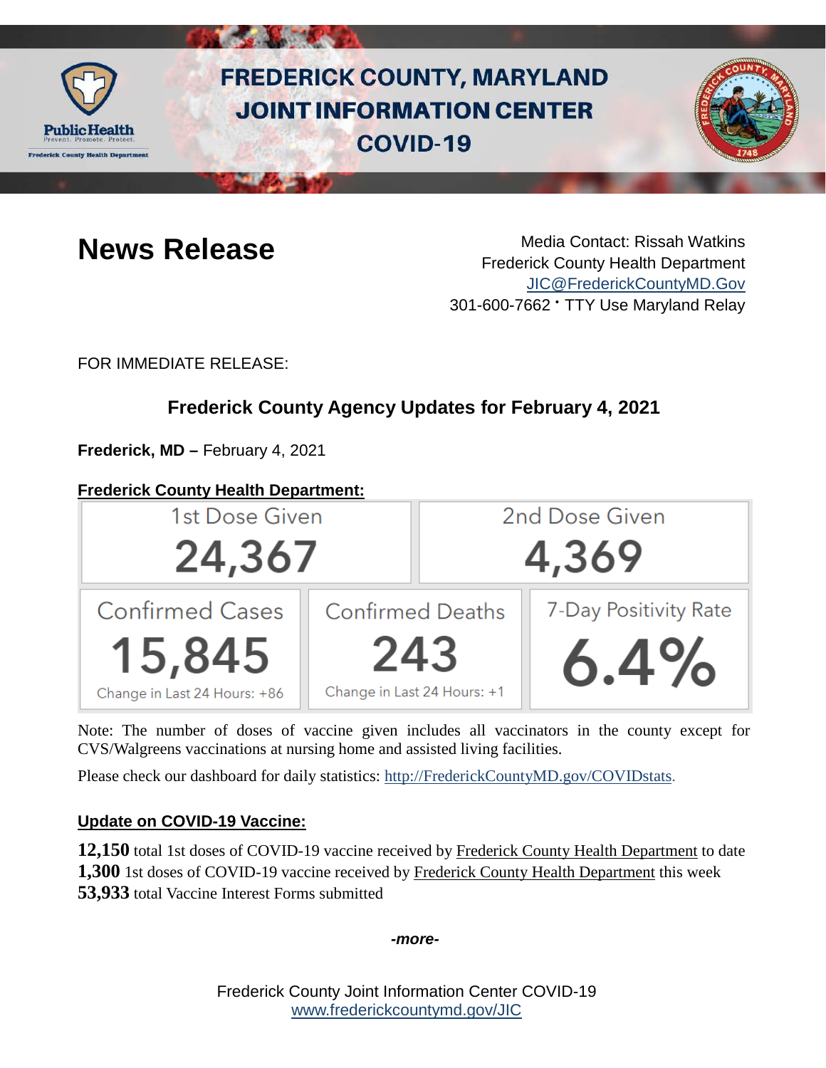# FREDERICK COUNTY, MARYLAND JOINT INFORMATION CENTER COVID-19

## News Release

Media Contact: Rissah Watkins
Frederick County Health Department
JIC@FrederickCountyMD.Gov
301-600-7662 • TTY Use Maryland Relay

FOR IMMEDIATE RELEASE:

### Frederick County Agency Updates for February 4, 2021

**Frederick, MD –** February 4, 2021

**Frederick County Health Department:**

| 1st Dose Given | 2nd Dose Given |
|---|---|
| 24,367 | 4,369 |

| Confirmed Cases | Confirmed Deaths | 7-Day Positivity Rate |
|---|---|---|
| 15,845 | 243 | 6.4% |
| Change in Last 24 Hours: +86 | Change in Last 24 Hours: +1 | |

Note: The number of doses of vaccine given includes all vaccinators in the county except for CVS/Walgreens vaccinations at nursing home and assisted living facilities.

Please check our dashboard for daily statistics: http://FrederickCountyMD.gov/COVIDstats.

**Update on COVID-19 Vaccine:**

**12,150** total 1st doses of COVID-19 vaccine received by Frederick County Health Department to date
**1,300** 1st doses of COVID-19 vaccine received by Frederick County Health Department this week
**53,933** total Vaccine Interest Forms submitted

*-more-*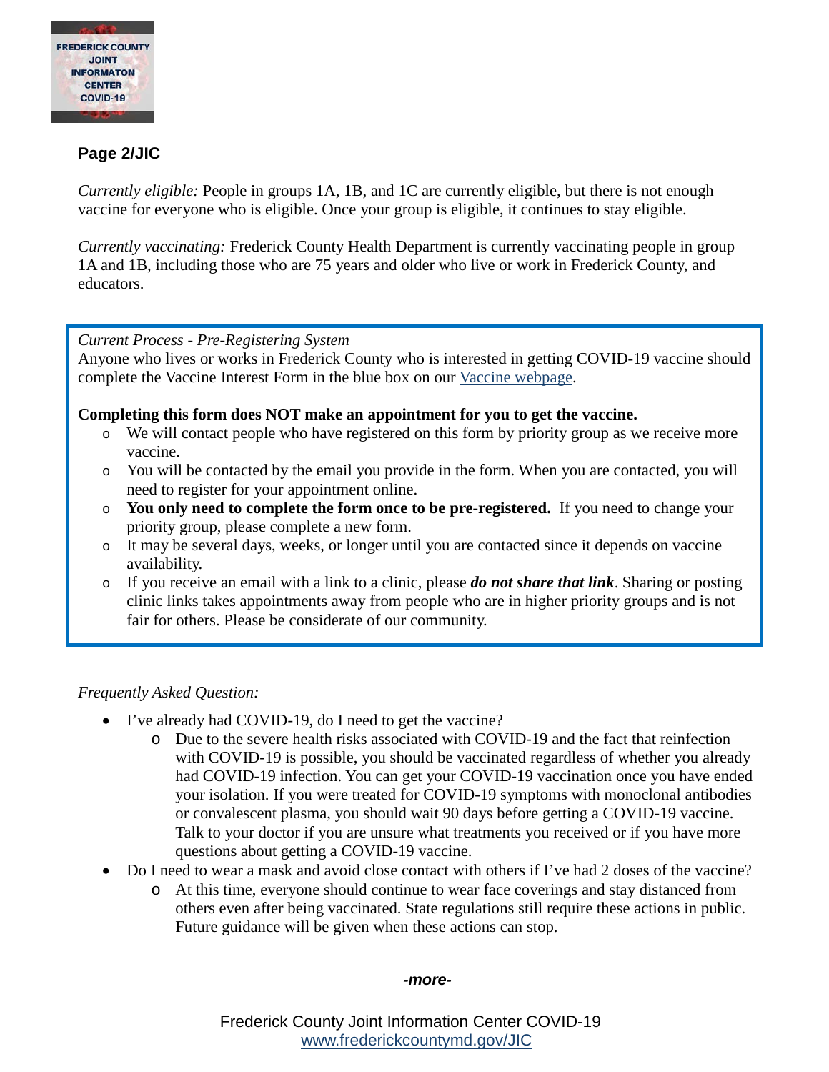**Page 2/JIC**

*Currently eligible:* People in groups 1A, 1B, and 1C are currently eligible, but there is not enough vaccine for everyone who is eligible. Once your group is eligible, it continues to stay eligible.

*Currently vaccinating:* Frederick County Health Department is currently vaccinating people in group 1A and 1B, including those who are 75 years and older who live or work in Frederick County, and educators.

*Current Process - Pre-Registering System*
Anyone who lives or works in Frederick County who is interested in getting COVID-19 vaccine should complete the Vaccine Interest Form in the blue box on our [Vaccine webpage](Vaccine webpage).

**Completing this form does NOT make an appointment for you to get the vaccine.**

- We will contact people who have registered on this form by priority group as we receive more vaccine.
- You will be contacted by the email you provide in the form. When you are contacted, you will need to register for your appointment online.
- **You only need to complete the form once to be pre-registered.** If you need to change your priority group, please complete a new form.
- It may be several days, weeks, or longer until you are contacted since it depends on vaccine availability.
- If you receive an email with a link to a clinic, please ***do not share that link***. Sharing or posting clinic links takes appointments away from people who are in higher priority groups and is not fair for others. Please be considerate of our community.

*Frequently Asked Question:*

- I've already had COVID-19, do I need to get the vaccine?
  - Due to the severe health risks associated with COVID-19 and the fact that reinfection with COVID-19 is possible, you should be vaccinated regardless of whether you already had COVID-19 infection. You can get your COVID-19 vaccination once you have ended your isolation. If you were treated for COVID-19 symptoms with monoclonal antibodies or convalescent plasma, you should wait 90 days before getting a COVID-19 vaccine. Talk to your doctor if you are unsure what treatments you received or if you have more questions about getting a COVID-19 vaccine.
- Do I need to wear a mask and avoid close contact with others if I've had 2 doses of the vaccine?
  - At this time, everyone should continue to wear face coverings and stay distanced from others even after being vaccinated. State regulations still require these actions in public. Future guidance will be given when these actions can stop.

***-more-***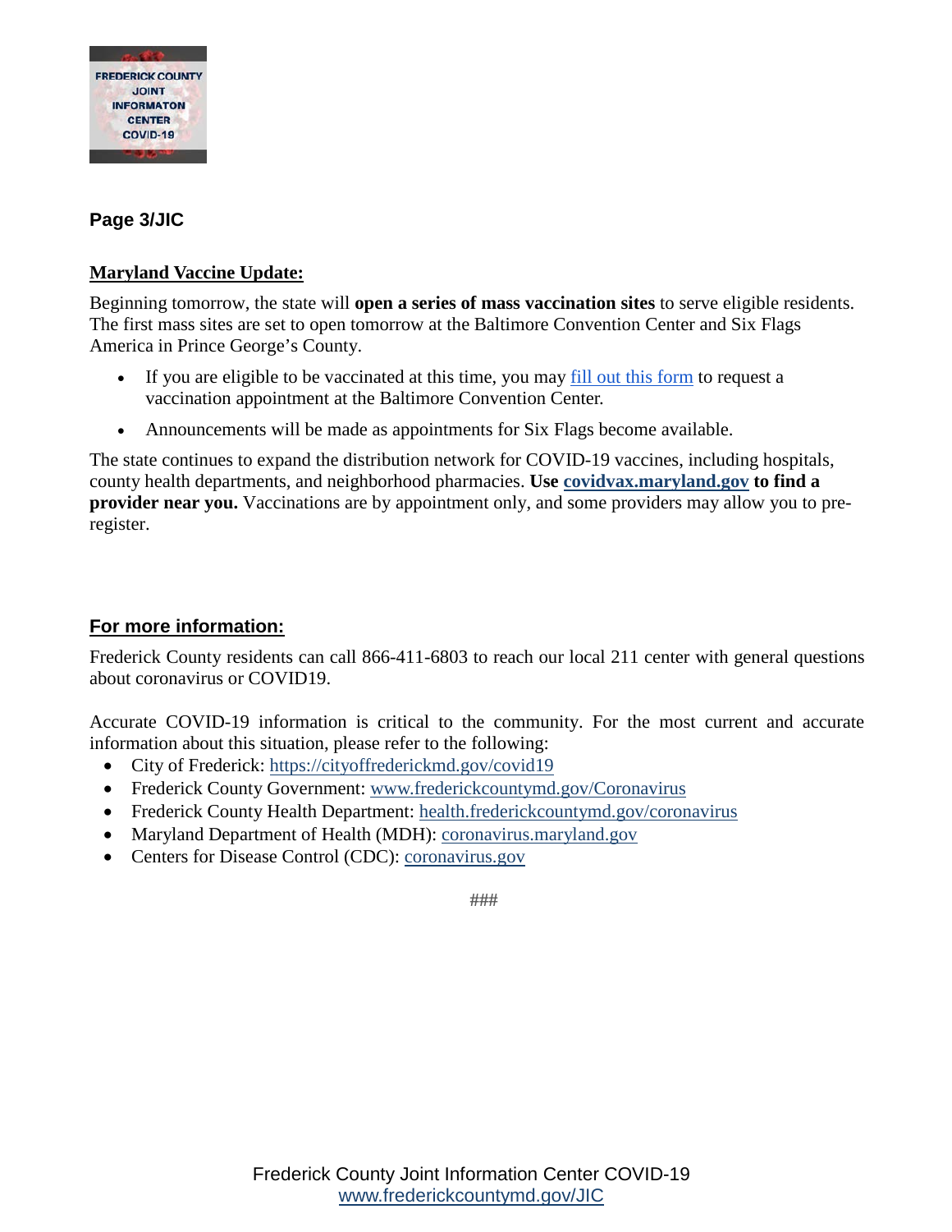**Page 3/JIC**

## Maryland Vaccine Update:

Beginning tomorrow, the state will **open a series of mass vaccination sites** to serve eligible residents. The first mass sites are set to open tomorrow at the Baltimore Convention Center and Six Flags America in Prince George's County.

- If you are eligible to be vaccinated at this time, you may fill out this form to request a vaccination appointment at the Baltimore Convention Center.
- Announcements will be made as appointments for Six Flags become available.

The state continues to expand the distribution network for COVID-19 vaccines, including hospitals, county health departments, and neighborhood pharmacies. **Use covidvax.maryland.gov to find a provider near you.** Vaccinations are by appointment only, and some providers may allow you to pre-register.

## For more information:

Frederick County residents can call 866-411-6803 to reach our local 211 center with general questions about coronavirus or COVID19.

Accurate COVID-19 information is critical to the community. For the most current and accurate information about this situation, please refer to the following:

- City of Frederick: https://cityoffrederickmd.gov/covid19
- Frederick County Government: www.frederickcountymd.gov/Coronavirus
- Frederick County Health Department: health.frederickcountymd.gov/coronavirus
- Maryland Department of Health (MDH): coronavirus.maryland.gov
- Centers for Disease Control (CDC): coronavirus.gov

###